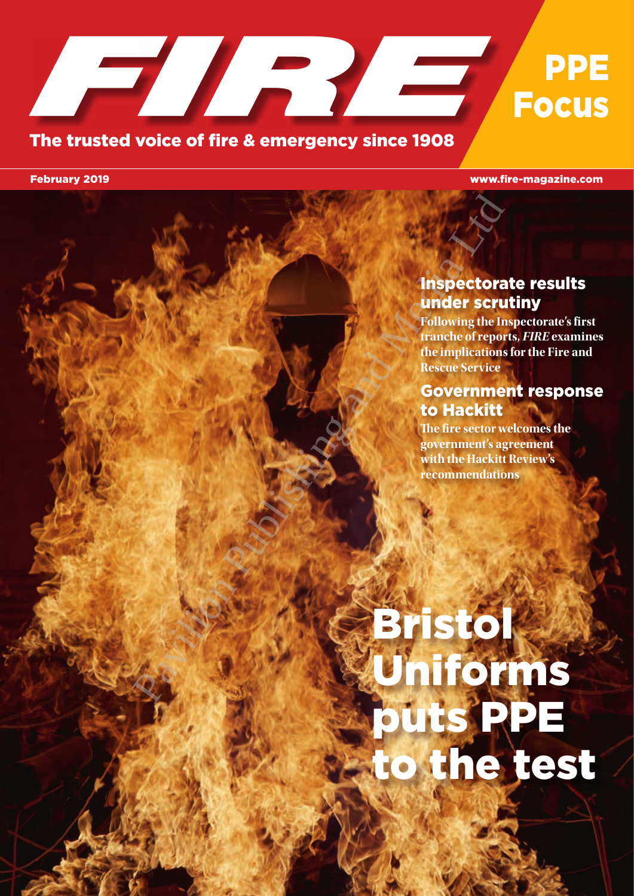# FIRE

## PPE Focus

The trusted voice of fire & emergency since 1908

February 2019

www.fire-magazine.com

## Inspectorate results under scrutiny

**Following the Inspectorate's first tranche of reports, *FIRE* examines the implications for the Fire and Rescue Service**

## Government response to Hackitt

**The fire sector welcomes the government's agreement with the Hackitt Review's recommendations**

# Bristol Uniforms puts PPE to the test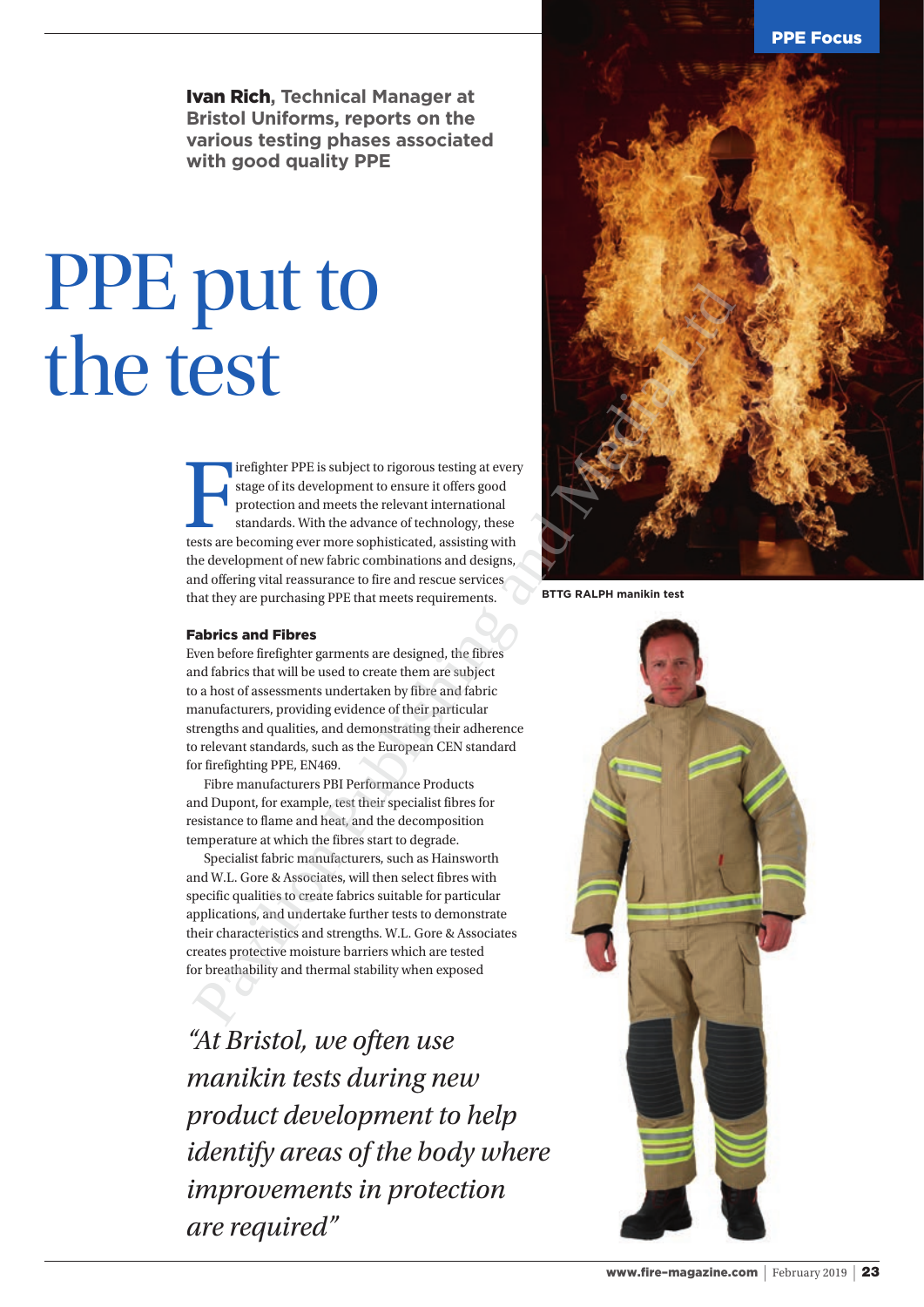**Ivan Rich, Technical Manager at Bristol Uniforms, reports on the various testing phases associated with good quality PPE**

# PPE put to the test

Firefighter PPE is subject to rigorous testing at every stage of its development to ensure it offers good protection and meets the relevant international standards. With the advance of technology, these tests are becoming ever more sophisticated, assisting with the development of new fabric combinations and designs, and offering vital reassurance to fire and rescue services that they are purchasing PPE that meets requirements.

### Fabrics and Fibres

Even before firefighter garments are designed, the fibres and fabrics that will be used to create them are subject to a host of assessments undertaken by fibre and fabric manufacturers, providing evidence of their particular strengths and qualities, and demonstrating their adherence to relevant standards, such as the European CEN standard for firefighting PPE, EN469.

Fibre manufacturers PBI Performance Products and Dupont, for example, test their specialist fibres for resistance to flame and heat, and the decomposition temperature at which the fibres start to degrade.

Specialist fabric manufacturers, such as Hainsworth and W.L. Gore & Associates, will then select fibres with specific qualities to create fabrics suitable for particular applications, and undertake further tests to demonstrate their characteristics and strengths. W.L. Gore & Associates creates protective moisture barriers which are tested for breathability and thermal stability when exposed

*"At Bristol, we often use manikin tests during new product development to help identify areas of the body where improvements in protection are required"*

BTTG RALPH manikin test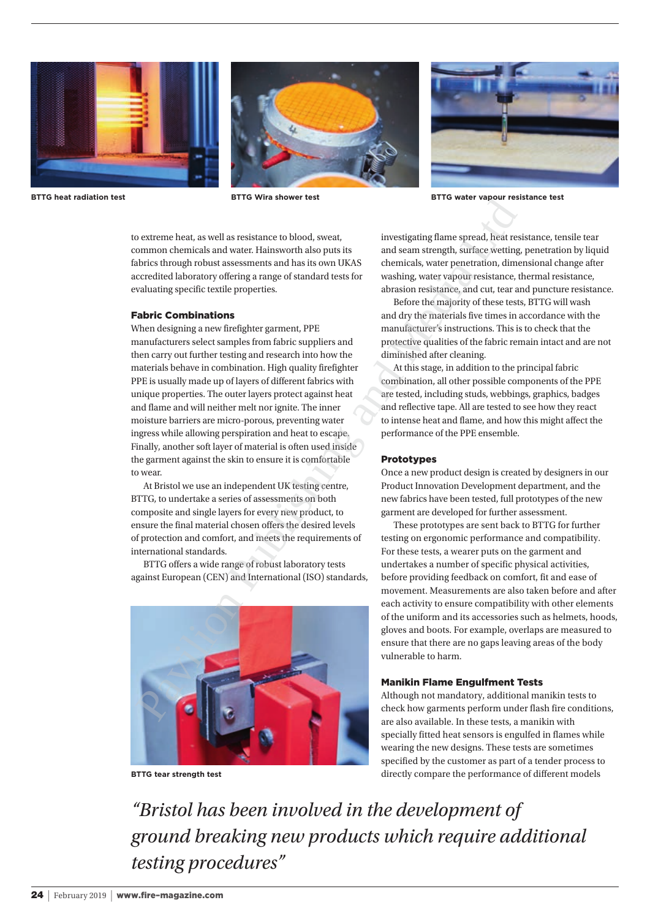BTTG heat radiation test

BTTG Wira shower test

BTTG water vapour resistance test

to extreme heat, as well as resistance to blood, sweat, common chemicals and water. Hainsworth also puts its fabrics through robust assessments and has its own UKAS accredited laboratory offering a range of standard tests for evaluating specific textile properties.

### Fabric Combinations

When designing a new firefighter garment, PPE manufacturers select samples from fabric suppliers and then carry out further testing and research into how the materials behave in combination. High quality firefighter PPE is usually made up of layers of different fabrics with unique properties. The outer layers protect against heat and flame and will neither melt nor ignite. The inner moisture barriers are micro-porous, preventing water ingress while allowing perspiration and heat to escape. Finally, another soft layer of material is often used inside the garment against the skin to ensure it is comfortable to wear.

At Bristol we use an independent UK testing centre, BTTG, to undertake a series of assessments on both composite and single layers for every new product, to ensure the final material chosen offers the desired levels of protection and comfort, and meets the requirements of international standards.

BTTG offers a wide range of robust laboratory tests against European (CEN) and International (ISO) standards, investigating flame spread, heat resistance, tensile tear and seam strength, surface wetting, penetration by liquid chemicals, water penetration, dimensional change after washing, water vapour resistance, thermal resistance, abrasion resistance, and cut, tear and puncture resistance.

Before the majority of these tests, BTTG will wash and dry the materials five times in accordance with the manufacturer's instructions. This is to check that the protective qualities of the fabric remain intact and are not diminished after cleaning.

At this stage, in addition to the principal fabric combination, all other possible components of the PPE are tested, including studs, webbings, graphics, badges and reflective tape. All are tested to see how they react to intense heat and flame, and how this might affect the performance of the PPE ensemble.

BTTG tear strength test

### Prototypes

Once a new product design is created by designers in our Product Innovation Development department, and the new fabrics have been tested, full prototypes of the new garment are developed for further assessment.

These prototypes are sent back to BTTG for further testing on ergonomic performance and compatibility. For these tests, a wearer puts on the garment and undertakes a number of specific physical activities, before providing feedback on comfort, fit and ease of movement. Measurements are also taken before and after each activity to ensure compatibility with other elements of the uniform and its accessories such as helmets, hoods, gloves and boots. For example, overlaps are measured to ensure that there are no gaps leaving areas of the body vulnerable to harm.

### Manikin Flame Engulfment Tests

Although not mandatory, additional manikin tests to check how garments perform under flash fire conditions, are also available. In these tests, a manikin with specially fitted heat sensors is engulfed in flames while wearing the new designs. These tests are sometimes specified by the customer as part of a tender process to directly compare the performance of different models

*"Bristol has been involved in the development of ground breaking new products which require additional testing procedures"*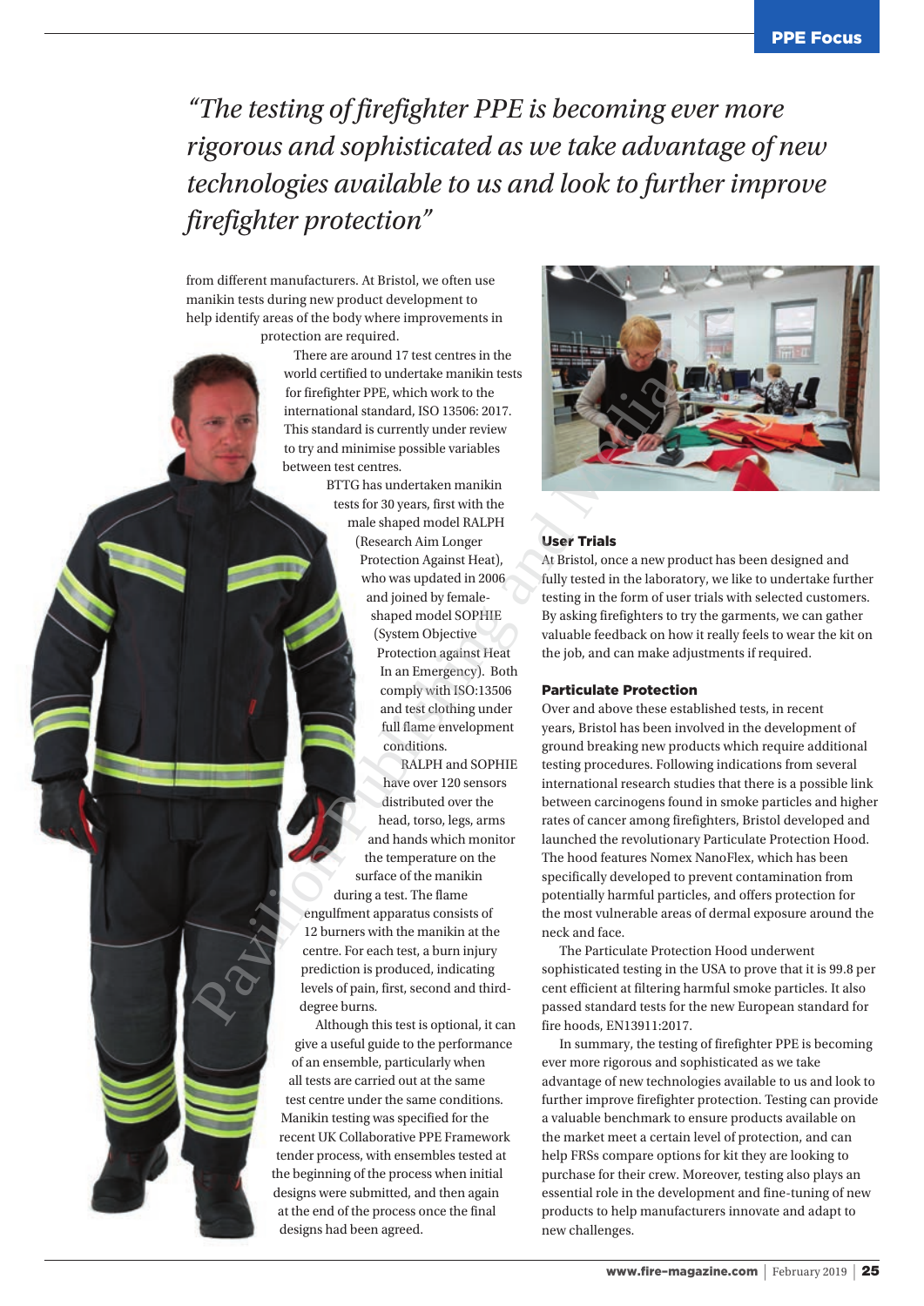*"The testing of firefighter PPE is becoming ever more rigorous and sophisticated as we take advantage of new technologies available to us and look to further improve firefighter protection"*

from different manufacturers. At Bristol, we often use manikin tests during new product development to help identify areas of the body where improvements in protection are required.

There are around 17 test centres in the world certified to undertake manikin tests for firefighter PPE, which work to the international standard, ISO 13506: 2017. This standard is currently under review to try and minimise possible variables between test centres.

BTTG has undertaken manikin tests for 30 years, first with the male shaped model RALPH (Research Aim Longer Protection Against Heat), who was updated in 2006 and joined by female-shaped model SOPHIE (System Objective Protection against Heat In an Emergency). Both comply with ISO:13506 and test clothing under full flame envelopment conditions.

RALPH and SOPHIE have over 120 sensors distributed over the head, torso, legs, arms and hands which monitor the temperature on the surface of the manikin during a test. The flame engulfment apparatus consists of 12 burners with the manikin at the centre. For each test, a burn injury prediction is produced, indicating levels of pain, first, second and third-degree burns.

Although this test is optional, it can give a useful guide to the performance of an ensemble, particularly when all tests are carried out at the same test centre under the same conditions. Manikin testing was specified for the recent UK Collaborative PPE Framework tender process, with ensembles tested at the beginning of the process when initial designs were submitted, and then again at the end of the process once the final designs had been agreed.

## User Trials

At Bristol, once a new product has been designed and fully tested in the laboratory, we like to undertake further testing in the form of user trials with selected customers. By asking firefighters to try the garments, we can gather valuable feedback on how it really feels to wear the kit on the job, and can make adjustments if required.

## Particulate Protection

Over and above these established tests, in recent years, Bristol has been involved in the development of ground breaking new products which require additional testing procedures. Following indications from several international research studies that there is a possible link between carcinogens found in smoke particles and higher rates of cancer among firefighters, Bristol developed and launched the revolutionary Particulate Protection Hood. The hood features Nomex NanoFlex, which has been specifically developed to prevent contamination from potentially harmful particles, and offers protection for the most vulnerable areas of dermal exposure around the neck and face.

The Particulate Protection Hood underwent sophisticated testing in the USA to prove that it is 99.8 per cent efficient at filtering harmful smoke particles. It also passed standard tests for the new European standard for fire hoods, EN13911:2017.

In summary, the testing of firefighter PPE is becoming ever more rigorous and sophisticated as we take advantage of new technologies available to us and look to further improve firefighter protection. Testing can provide a valuable benchmark to ensure products available on the market meet a certain level of protection, and can help FRSs compare options for kit they are looking to purchase for their crew. Moreover, testing also plays an essential role in the development and fine-tuning of new products to help manufacturers innovate and adapt to new challenges.